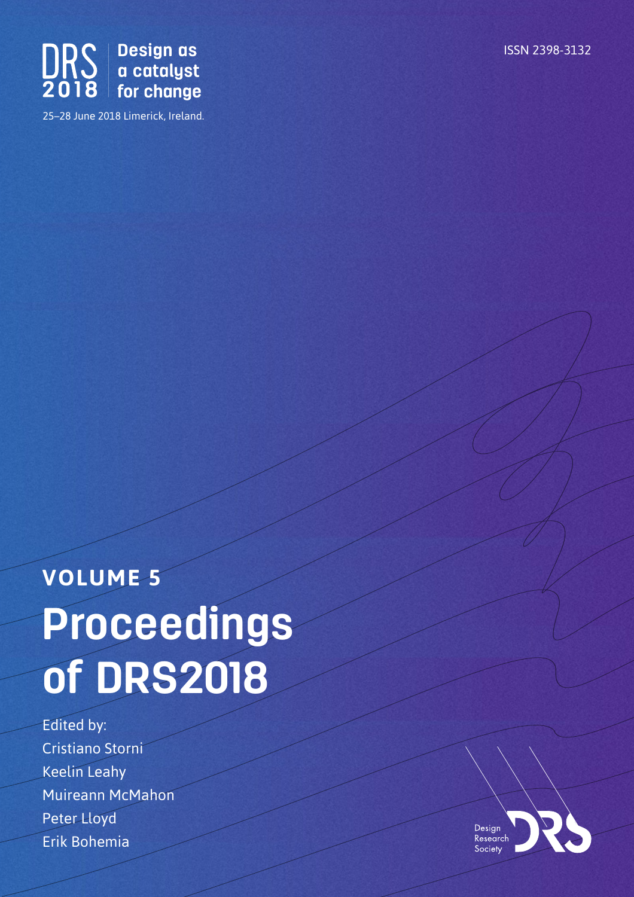DRS 2018 | Design as a catalyst for change

25–28 June 2018 Limerick, Ireland.

ISSN 2398-3132

## VOLUME 5

# Proceedings of DRS2018

Edited by:
Cristiano Storni
Keelin Leahy
Muireann McMahon
Peter Lloyd
Erik Bohemia

Design Research Society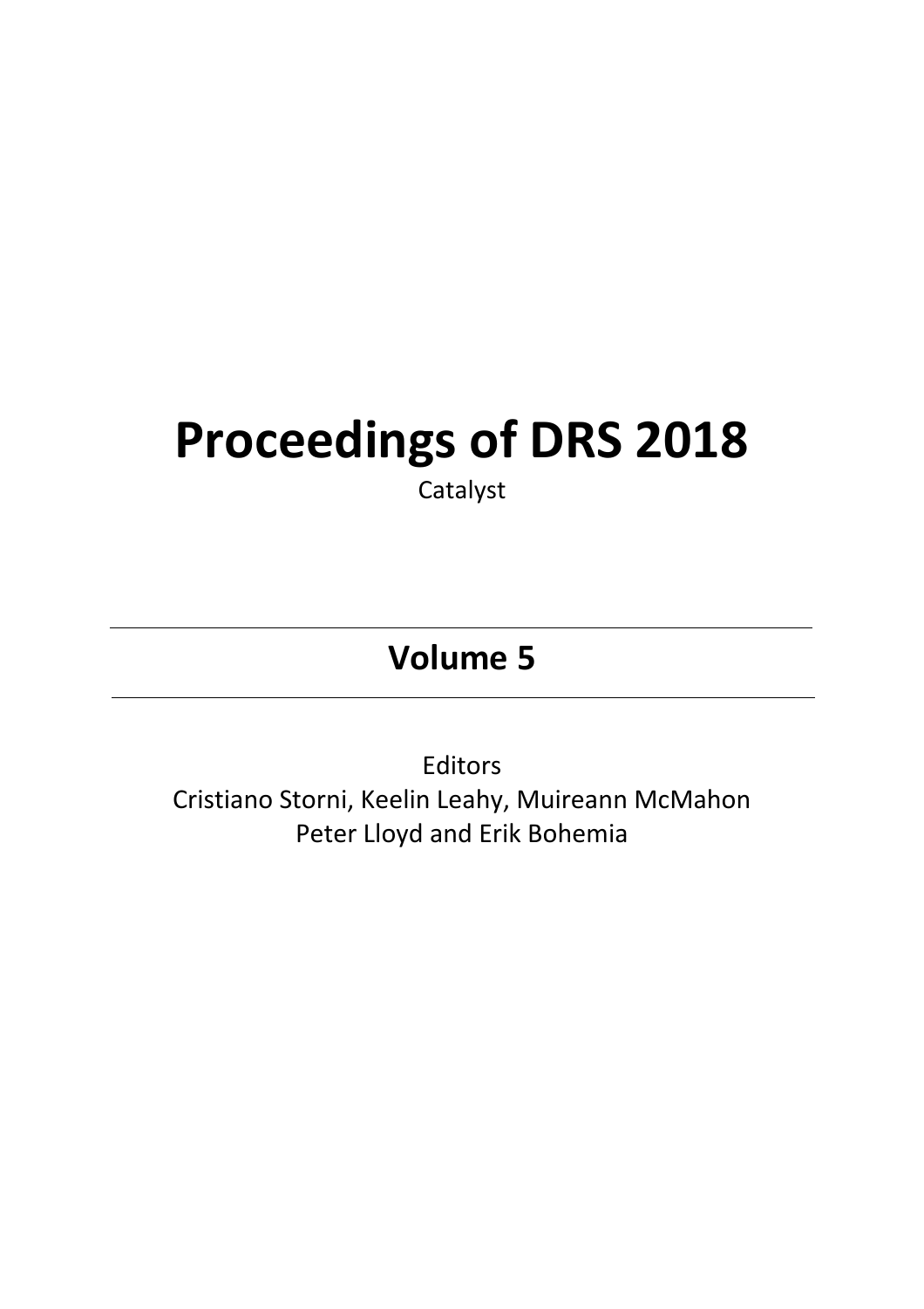# Proceedings of DRS 2018

Catalyst

---

## Volume 5

---

Editors

Cristiano Storni, Keelin Leahy, Muireann McMahon
Peter Lloyd and Erik Bohemia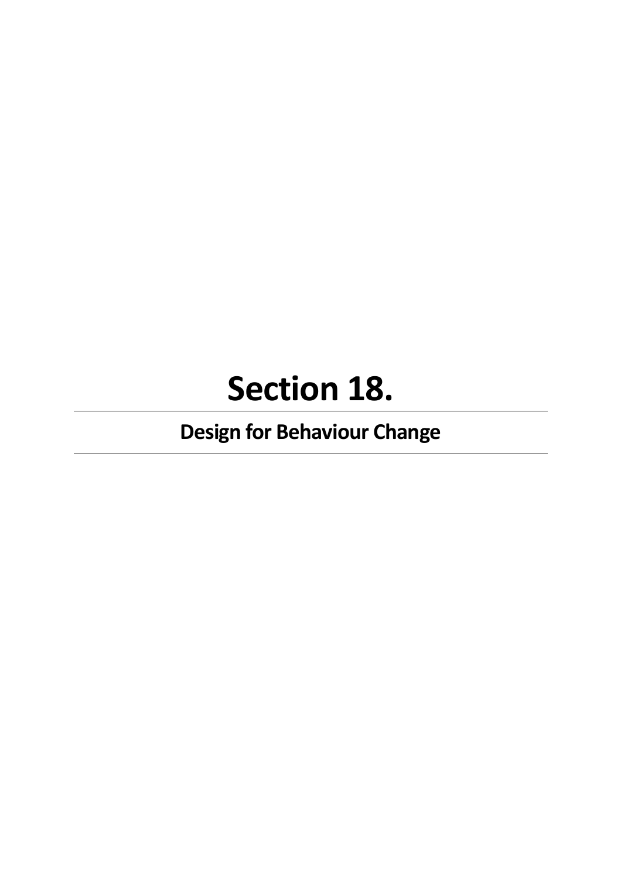# Section 18.

## Design for Behaviour Change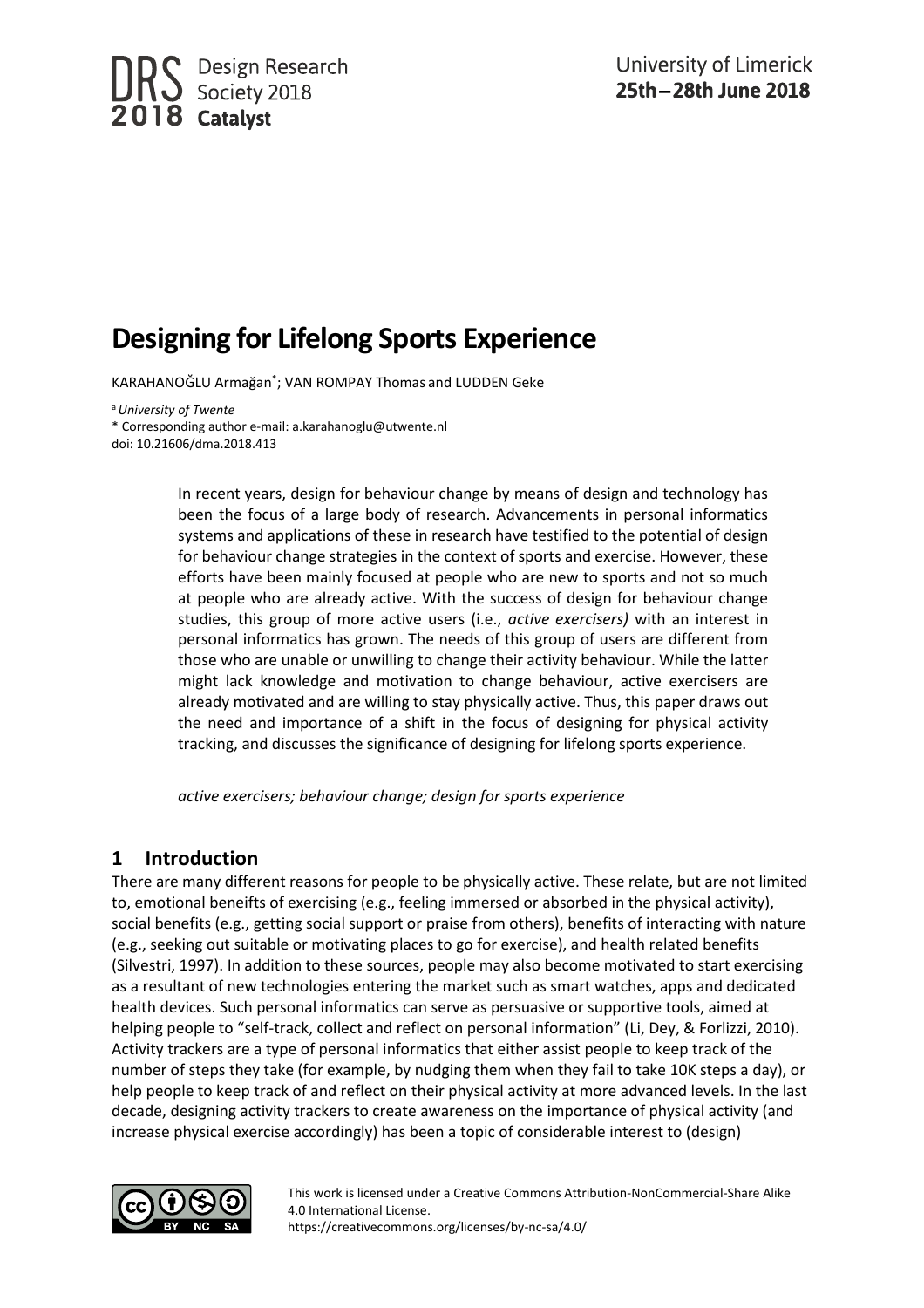# Designing for Lifelong Sports Experience

KARAHANOĞLU Armağan*; VAN ROMPAY Thomas and LUDDEN Geke

[a] *University of Twente*
\* Corresponding author e-mail: a.karahanoglu@utwente.nl
doi: 10.21606/dma.2018.413

In recent years, design for behaviour change by means of design and technology has been the focus of a large body of research. Advancements in personal informatics systems and applications of these in research have testified to the potential of design for behaviour change strategies in the context of sports and exercise. However, these efforts have been mainly focused at people who are new to sports and not so much at people who are already active. With the success of design for behaviour change studies, this group of more active users (i.e., *active exercisers)* with an interest in personal informatics has grown. The needs of this group of users are different from those who are unable or unwilling to change their activity behaviour. While the latter might lack knowledge and motivation to change behaviour, active exercisers are already motivated and are willing to stay physically active. Thus, this paper draws out the need and importance of a shift in the focus of designing for physical activity tracking, and discusses the significance of designing for lifelong sports experience.

*active exercisers; behaviour change; design for sports experience*

## 1 Introduction

There are many different reasons for people to be physically active. These relate, but are not limited to, emotional beneifts of exercising (e.g., feeling immersed or absorbed in the physical activity), social benefits (e.g., getting social support or praise from others), benefits of interacting with nature (e.g., seeking out suitable or motivating places to go for exercise), and health related benefits (Silvestri, 1997). In addition to these sources, people may also become motivated to start exercising as a resultant of new technologies entering the market such as smart watches, apps and dedicated health devices. Such personal informatics can serve as persuasive or supportive tools, aimed at helping people to "self-track, collect and reflect on personal information" (Li, Dey, & Forlizzi, 2010). Activity trackers are a type of personal informatics that either assist people to keep track of the number of steps they take (for example, by nudging them when they fail to take 10K steps a day), or help people to keep track of and reflect on their physical activity at more advanced levels. In the last decade, designing activity trackers to create awareness on the importance of physical activity (and increase physical exercise accordingly) has been a topic of considerable interest to (design)

This work is licensed under a Creative Commons Attribution-NonCommercial-Share Alike 4.0 International License.
https://creativecommons.org/licenses/by-nc-sa/4.0/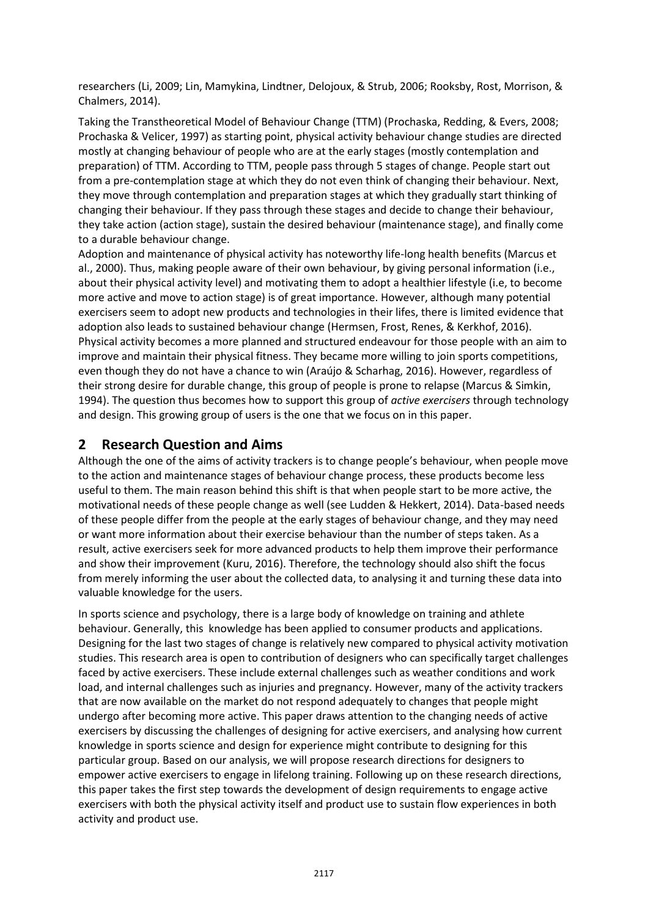researchers (Li, 2009; Lin, Mamykina, Lindtner, Delojoux, & Strub, 2006; Rooksby, Rost, Morrison, & Chalmers, 2014).

Taking the Transtheoretical Model of Behaviour Change (TTM) (Prochaska, Redding, & Evers, 2008; Prochaska & Velicer, 1997) as starting point, physical activity behaviour change studies are directed mostly at changing behaviour of people who are at the early stages (mostly contemplation and preparation) of TTM. According to TTM, people pass through 5 stages of change. People start out from a pre-contemplation stage at which they do not even think of changing their behaviour. Next, they move through contemplation and preparation stages at which they gradually start thinking of changing their behaviour. If they pass through these stages and decide to change their behaviour, they take action (action stage), sustain the desired behaviour (maintenance stage), and finally come to a durable behaviour change.

Adoption and maintenance of physical activity has noteworthy life-long health benefits (Marcus et al., 2000). Thus, making people aware of their own behaviour, by giving personal information (i.e., about their physical activity level) and motivating them to adopt a healthier lifestyle (i.e, to become more active and move to action stage) is of great importance. However, although many potential exercisers seem to adopt new products and technologies in their lifes, there is limited evidence that adoption also leads to sustained behaviour change (Hermsen, Frost, Renes, & Kerkhof, 2016). Physical activity becomes a more planned and structured endeavour for those people with an aim to improve and maintain their physical fitness. They became more willing to join sports competitions, even though they do not have a chance to win (Araújo & Scharhag, 2016). However, regardless of their strong desire for durable change, this group of people is prone to relapse (Marcus & Simkin, 1994). The question thus becomes how to support this group of *active exercisers* through technology and design. This growing group of users is the one that we focus on in this paper.

## 2 Research Question and Aims

Although the one of the aims of activity trackers is to change people's behaviour, when people move to the action and maintenance stages of behaviour change process, these products become less useful to them. The main reason behind this shift is that when people start to be more active, the motivational needs of these people change as well (see Ludden & Hekkert, 2014). Data-based needs of these people differ from the people at the early stages of behaviour change, and they may need or want more information about their exercise behaviour than the number of steps taken. As a result, active exercisers seek for more advanced products to help them improve their performance and show their improvement (Kuru, 2016). Therefore, the technology should also shift the focus from merely informing the user about the collected data, to analysing it and turning these data into valuable knowledge for the users.

In sports science and psychology, there is a large body of knowledge on training and athlete behaviour. Generally, this knowledge has been applied to consumer products and applications. Designing for the last two stages of change is relatively new compared to physical activity motivation studies. This research area is open to contribution of designers who can specifically target challenges faced by active exercisers. These include external challenges such as weather conditions and work load, and internal challenges such as injuries and pregnancy. However, many of the activity trackers that are now available on the market do not respond adequately to changes that people might undergo after becoming more active. This paper draws attention to the changing needs of active exercisers by discussing the challenges of designing for active exercisers, and analysing how current knowledge in sports science and design for experience might contribute to designing for this particular group. Based on our analysis, we will propose research directions for designers to empower active exercisers to engage in lifelong training. Following up on these research directions, this paper takes the first step towards the development of design requirements to engage active exercisers with both the physical activity itself and product use to sustain flow experiences in both activity and product use.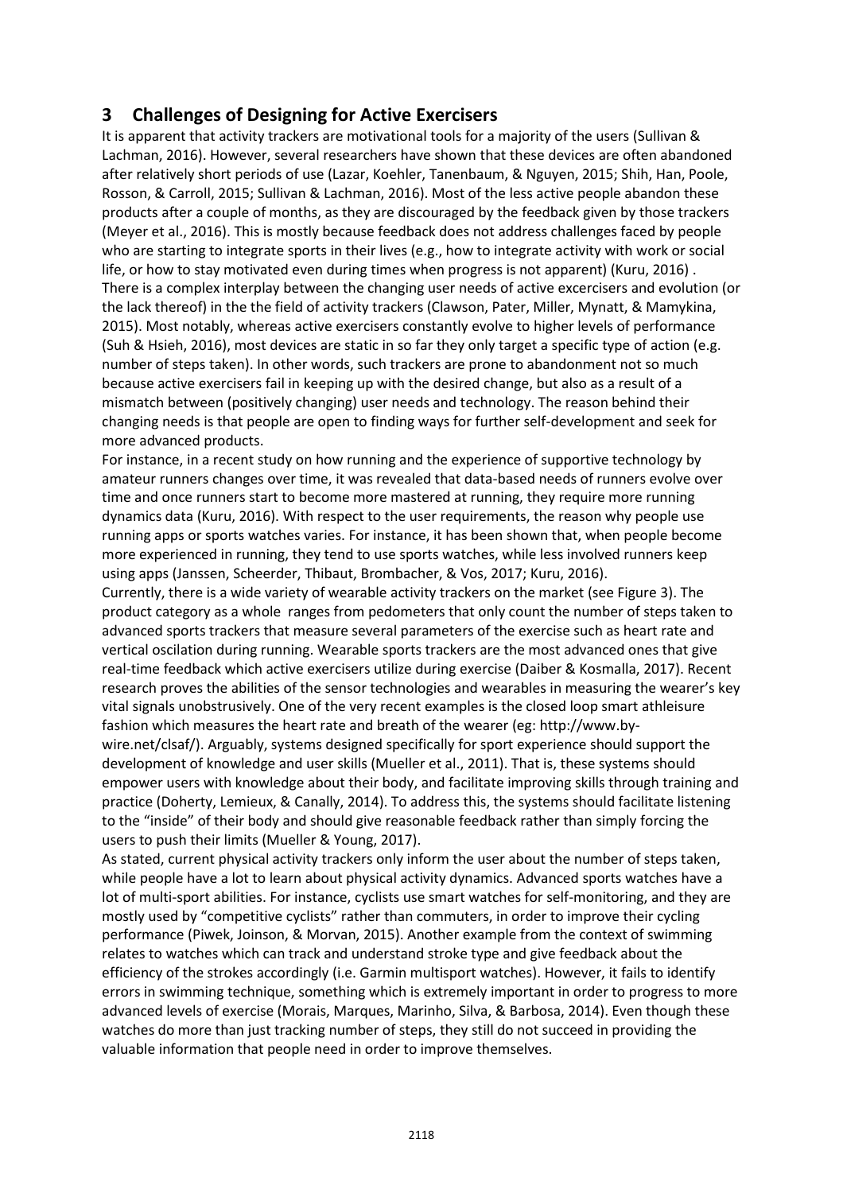## 3 Challenges of Designing for Active Exercisers

It is apparent that activity trackers are motivational tools for a majority of the users (Sullivan & Lachman, 2016). However, several researchers have shown that these devices are often abandoned after relatively short periods of use (Lazar, Koehler, Tanenbaum, & Nguyen, 2015; Shih, Han, Poole, Rosson, & Carroll, 2015; Sullivan & Lachman, 2016). Most of the less active people abandon these products after a couple of months, as they are discouraged by the feedback given by those trackers (Meyer et al., 2016). This is mostly because feedback does not address challenges faced by people who are starting to integrate sports in their lives (e.g., how to integrate activity with work or social life, or how to stay motivated even during times when progress is not apparent) (Kuru, 2016) .

There is a complex interplay between the changing user needs of active excercisers and evolution (or the lack thereof) in the the field of activity trackers (Clawson, Pater, Miller, Mynatt, & Mamykina, 2015). Most notably, whereas active exercisers constantly evolve to higher levels of performance (Suh & Hsieh, 2016), most devices are static in so far they only target a specific type of action (e.g. number of steps taken). In other words, such trackers are prone to abandonment not so much because active exercisers fail in keeping up with the desired change, but also as a result of a mismatch between (positively changing) user needs and technology. The reason behind their changing needs is that people are open to finding ways for further self-development and seek for more advanced products.

For instance, in a recent study on how running and the experience of supportive technology by amateur runners changes over time, it was revealed that data-based needs of runners evolve over time and once runners start to become more mastered at running, they require more running dynamics data (Kuru, 2016). With respect to the user requirements, the reason why people use running apps or sports watches varies. For instance, it has been shown that, when people become more experienced in running, they tend to use sports watches, while less involved runners keep using apps (Janssen, Scheerder, Thibaut, Brombacher, & Vos, 2017; Kuru, 2016).

Currently, there is a wide variety of wearable activity trackers on the market (see Figure 3). The product category as a whole ranges from pedometers that only count the number of steps taken to advanced sports trackers that measure several parameters of the exercise such as heart rate and vertical oscilation during running. Wearable sports trackers are the most advanced ones that give real-time feedback which active exercisers utilize during exercise (Daiber & Kosmalla, 2017). Recent research proves the abilities of the sensor technologies and wearables in measuring the wearer's key vital signals unobstrusively. One of the very recent examples is the closed loop smart athleisure fashion which measures the heart rate and breath of the wearer (eg: http://www.by-wire.net/clsaf/). Arguably, systems designed specifically for sport experience should support the development of knowledge and user skills (Mueller et al., 2011). That is, these systems should empower users with knowledge about their body, and facilitate improving skills through training and practice (Doherty, Lemieux, & Canally, 2014). To address this, the systems should facilitate listening to the "inside" of their body and should give reasonable feedback rather than simply forcing the users to push their limits (Mueller & Young, 2017).

As stated, current physical activity trackers only inform the user about the number of steps taken, while people have a lot to learn about physical activity dynamics. Advanced sports watches have a lot of multi-sport abilities. For instance, cyclists use smart watches for self-monitoring, and they are mostly used by "competitive cyclists" rather than commuters, in order to improve their cycling performance (Piwek, Joinson, & Morvan, 2015). Another example from the context of swimming relates to watches which can track and understand stroke type and give feedback about the efficiency of the strokes accordingly (i.e. Garmin multisport watches). However, it fails to identify errors in swimming technique, something which is extremely important in order to progress to more advanced levels of exercise (Morais, Marques, Marinho, Silva, & Barbosa, 2014). Even though these watches do more than just tracking number of steps, they still do not succeed in providing the valuable information that people need in order to improve themselves.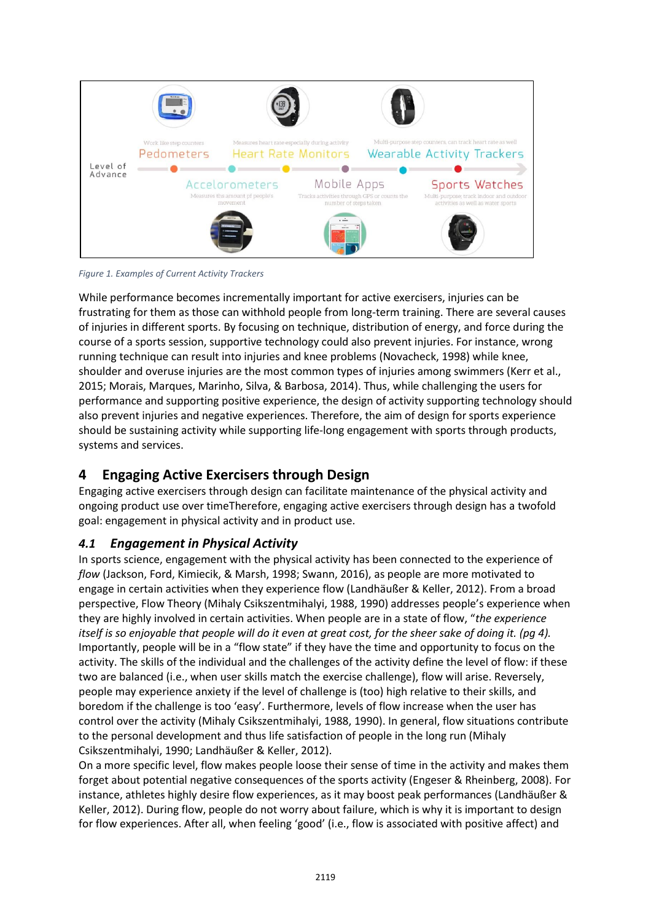Figure 1. Examples of Current Activity Trackers

While performance becomes incrementally important for active exercisers, injuries can be frustrating for them as those can withhold people from long-term training. There are several causes of injuries in different sports. By focusing on technique, distribution of energy, and force during the course of a sports session, supportive technology could also prevent injuries. For instance, wrong running technique can result into injuries and knee problems (Novacheck, 1998) while knee, shoulder and overuse injuries are the most common types of injuries among swimmers (Kerr et al., 2015; Morais, Marques, Marinho, Silva, & Barbosa, 2014). Thus, while challenging the users for performance and supporting positive experience, the design of activity supporting technology should also prevent injuries and negative experiences. Therefore, the aim of design for sports experience should be sustaining activity while supporting life-long engagement with sports through products, systems and services.

## 4 Engaging Active Exercisers through Design

Engaging active exercisers through design can facilitate maintenance of the physical activity and ongoing product use over timeTherefore, engaging active exercisers through design has a twofold goal: engagement in physical activity and in product use.

### *4.1 Engagement in Physical Activity*

In sports science, engagement with the physical activity has been connected to the experience of *flow* (Jackson, Ford, Kimiecik, & Marsh, 1998; Swann, 2016), as people are more motivated to engage in certain activities when they experience flow (Landhäußer & Keller, 2012). From a broad perspective, Flow Theory (Mihaly Csikszentmihalyi, 1988, 1990) addresses people's experience when they are highly involved in certain activities. When people are in a state of flow, "*the experience itself is so enjoyable that people will do it even at great cost, for the sheer sake of doing it. (pg 4).* Importantly, people will be in a "flow state" if they have the time and opportunity to focus on the activity. The skills of the individual and the challenges of the activity define the level of flow: if these two are balanced (i.e., when user skills match the exercise challenge), flow will arise. Reversely, people may experience anxiety if the level of challenge is (too) high relative to their skills, and boredom if the challenge is too 'easy'. Furthermore, levels of flow increase when the user has control over the activity (Mihaly Csikszentmihalyi, 1988, 1990). In general, flow situations contribute to the personal development and thus life satisfaction of people in the long run (Mihaly Csikszentmihalyi, 1990; Landhäußer & Keller, 2012).

On a more specific level, flow makes people loose their sense of time in the activity and makes them forget about potential negative consequences of the sports activity (Engeser & Rheinberg, 2008). For instance, athletes highly desire flow experiences, as it may boost peak performances (Landhäußer & Keller, 2012). During flow, people do not worry about failure, which is why it is important to design for flow experiences. After all, when feeling 'good' (i.e., flow is associated with positive affect) and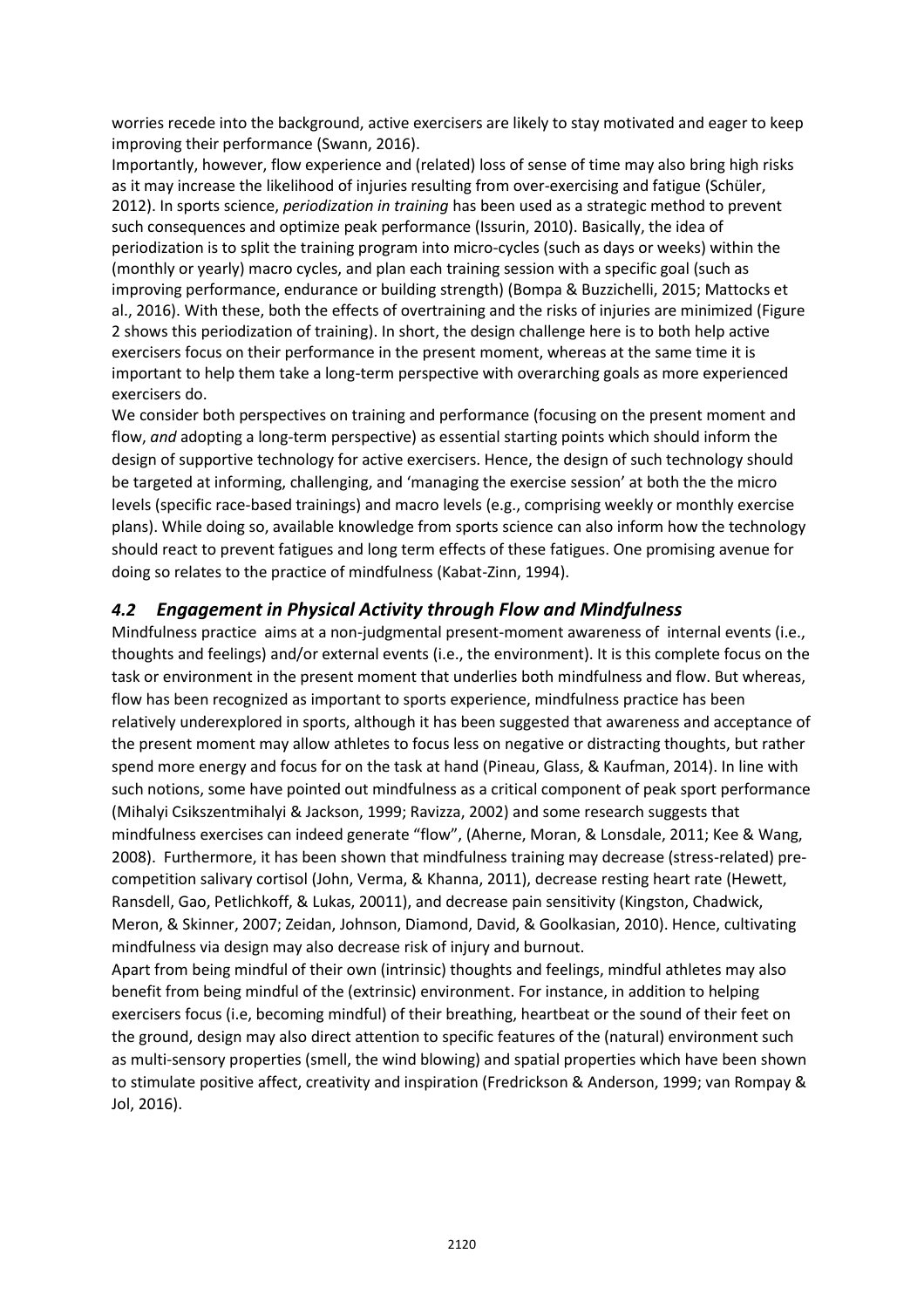worries recede into the background, active exercisers are likely to stay motivated and eager to keep improving their performance (Swann, 2016).

Importantly, however, flow experience and (related) loss of sense of time may also bring high risks as it may increase the likelihood of injuries resulting from over-exercising and fatigue (Schüler, 2012). In sports science, *periodization in training* has been used as a strategic method to prevent such consequences and optimize peak performance (Issurin, 2010). Basically, the idea of periodization is to split the training program into micro-cycles (such as days or weeks) within the (monthly or yearly) macro cycles, and plan each training session with a specific goal (such as improving performance, endurance or building strength) (Bompa & Buzzichelli, 2015; Mattocks et al., 2016). With these, both the effects of overtraining and the risks of injuries are minimized (Figure 2 shows this periodization of training). In short, the design challenge here is to both help active exercisers focus on their performance in the present moment, whereas at the same time it is important to help them take a long-term perspective with overarching goals as more experienced exercisers do.

We consider both perspectives on training and performance (focusing on the present moment and flow, *and* adopting a long-term perspective) as essential starting points which should inform the design of supportive technology for active exercisers. Hence, the design of such technology should be targeted at informing, challenging, and 'managing the exercise session' at both the the micro levels (specific race-based trainings) and macro levels (e.g., comprising weekly or monthly exercise plans). While doing so, available knowledge from sports science can also inform how the technology should react to prevent fatigues and long term effects of these fatigues. One promising avenue for doing so relates to the practice of mindfulness (Kabat-Zinn, 1994).

## *4.2 Engagement in Physical Activity through Flow and Mindfulness*

Mindfulness practice aims at a non-judgmental present-moment awareness of internal events (i.e., thoughts and feelings) and/or external events (i.e., the environment). It is this complete focus on the task or environment in the present moment that underlies both mindfulness and flow. But whereas, flow has been recognized as important to sports experience, mindfulness practice has been relatively underexplored in sports, although it has been suggested that awareness and acceptance of the present moment may allow athletes to focus less on negative or distracting thoughts, but rather spend more energy and focus for on the task at hand (Pineau, Glass, & Kaufman, 2014). In line with such notions, some have pointed out mindfulness as a critical component of peak sport performance (Mihalyi Csikszentmihalyi & Jackson, 1999; Ravizza, 2002) and some research suggests that mindfulness exercises can indeed generate "flow", (Aherne, Moran, & Lonsdale, 2011; Kee & Wang, 2008). Furthermore, it has been shown that mindfulness training may decrease (stress-related) pre-competition salivary cortisol (John, Verma, & Khanna, 2011), decrease resting heart rate (Hewett, Ransdell, Gao, Petlichkoff, & Lukas, 20011), and decrease pain sensitivity (Kingston, Chadwick, Meron, & Skinner, 2007; Zeidan, Johnson, Diamond, David, & Goolkasian, 2010). Hence, cultivating mindfulness via design may also decrease risk of injury and burnout.

Apart from being mindful of their own (intrinsic) thoughts and feelings, mindful athletes may also benefit from being mindful of the (extrinsic) environment. For instance, in addition to helping exercisers focus (i.e, becoming mindful) of their breathing, heartbeat or the sound of their feet on the ground, design may also direct attention to specific features of the (natural) environment such as multi-sensory properties (smell, the wind blowing) and spatial properties which have been shown to stimulate positive affect, creativity and inspiration (Fredrickson & Anderson, 1999; van Rompay & Jol, 2016).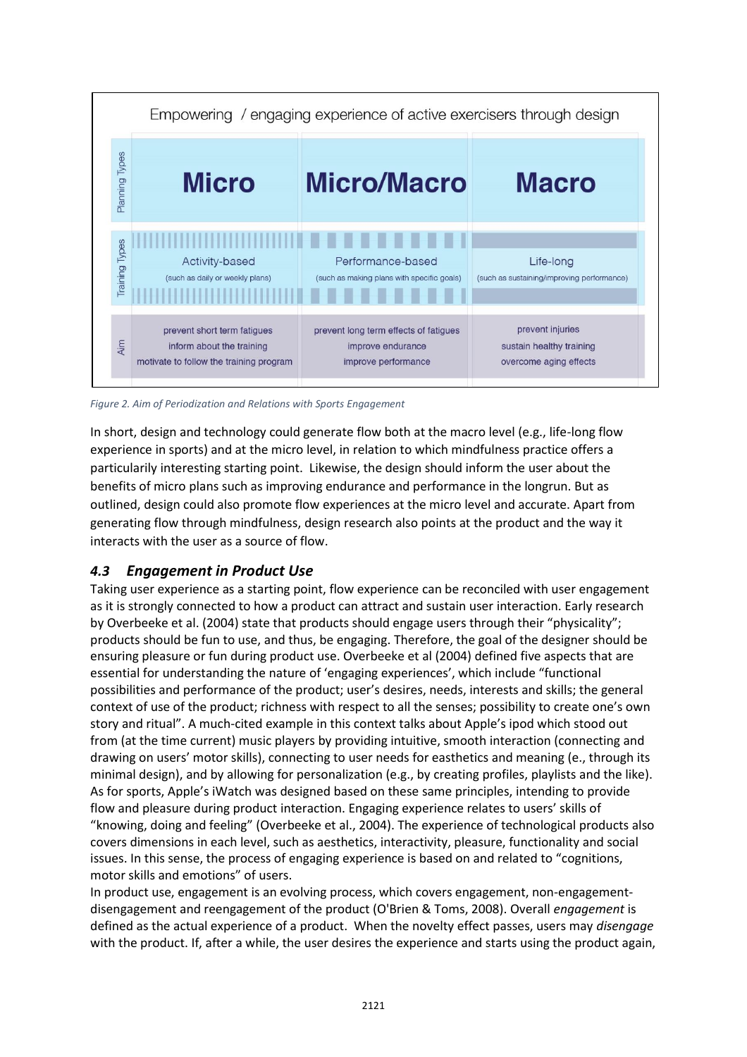Empowering / engaging experience of active exercisers through design

| | | | |
|---|---|---|---|
| Planning Types | **Micro** | **Micro/Macro** | **Macro** |
| Training Types | Activity-based (such as daily or weekly plans) | Performance-based (such as making plans with specific goals) | Life-long (such as sustaining/improving performance) |
| Aim | prevent short term fatigues<br>inform about the training<br>motivate to follow the training program | prevent long term effects of fatigues<br>improve endurance<br>improve performance | prevent injuries<br>sustain healthy training<br>overcome aging effects |

*Figure 2. Aim of Periodization and Relations with Sports Engagement*

In short, design and technology could generate flow both at the macro level (e.g., life-long flow experience in sports) and at the micro level, in relation to which mindfulness practice offers a particularily interesting starting point. Likewise, the design should inform the user about the benefits of micro plans such as improving endurance and performance in the longrun. But as outlined, design could also promote flow experiences at the micro level and accurate. Apart from generating flow through mindfulness, design research also points at the product and the way it interacts with the user as a source of flow.

### *4.3 Engagement in Product Use*

Taking user experience as a starting point, flow experience can be reconciled with user engagement as it is strongly connected to how a product can attract and sustain user interaction. Early research by Overbeeke et al. (2004) state that products should engage users through their "physicality"; products should be fun to use, and thus, be engaging. Therefore, the goal of the designer should be ensuring pleasure or fun during product use. Overbeeke et al (2004) defined five aspects that are essential for understanding the nature of 'engaging experiences', which include "functional possibilities and performance of the product; user's desires, needs, interests and skills; the general context of use of the product; richness with respect to all the senses; possibility to create one's own story and ritual". A much-cited example in this context talks about Apple's ipod which stood out from (at the time current) music players by providing intuitive, smooth interaction (connecting and drawing on users' motor skills), connecting to user needs for easthetics and meaning (e., through its minimal design), and by allowing for personalization (e.g., by creating profiles, playlists and the like). As for sports, Apple's iWatch was designed based on these same principles, intending to provide flow and pleasure during product interaction. Engaging experience relates to users' skills of "knowing, doing and feeling" (Overbeeke et al., 2004). The experience of technological products also covers dimensions in each level, such as aesthetics, interactivity, pleasure, functionality and social issues. In this sense, the process of engaging experience is based on and related to "cognitions, motor skills and emotions" of users.

In product use, engagement is an evolving process, which covers engagement, non-engagement-disengagement and reengagement of the product (O'Brien & Toms, 2008). Overall *engagement* is defined as the actual experience of a product. When the novelty effect passes, users may *disengage* with the product. If, after a while, the user desires the experience and starts using the product again,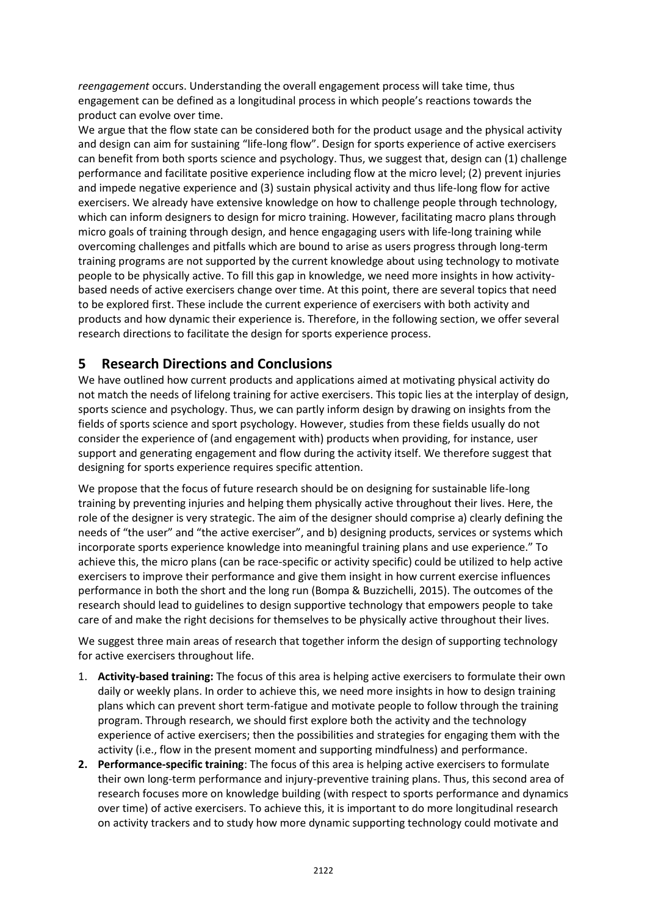*reengagement* occurs. Understanding the overall engagement process will take time, thus engagement can be defined as a longitudinal process in which people's reactions towards the product can evolve over time.

We argue that the flow state can be considered both for the product usage and the physical activity and design can aim for sustaining "life-long flow". Design for sports experience of active exercisers can benefit from both sports science and psychology. Thus, we suggest that, design can (1) challenge performance and facilitate positive experience including flow at the micro level; (2) prevent injuries and impede negative experience and (3) sustain physical activity and thus life-long flow for active exercisers. We already have extensive knowledge on how to challenge people through technology, which can inform designers to design for micro training. However, facilitating macro plans through micro goals of training through design, and hence engagaging users with life-long training while overcoming challenges and pitfalls which are bound to arise as users progress through long-term training programs are not supported by the current knowledge about using technology to motivate people to be physically active. To fill this gap in knowledge, we need more insights in how activity-based needs of active exercisers change over time. At this point, there are several topics that need to be explored first. These include the current experience of exercisers with both activity and products and how dynamic their experience is. Therefore, in the following section, we offer several research directions to facilitate the design for sports experience process.

# 5 Research Directions and Conclusions

We have outlined how current products and applications aimed at motivating physical activity do not match the needs of lifelong training for active exercisers. This topic lies at the interplay of design, sports science and psychology. Thus, we can partly inform design by drawing on insights from the fields of sports science and sport psychology. However, studies from these fields usually do not consider the experience of (and engagement with) products when providing, for instance, user support and generating engagement and flow during the activity itself. We therefore suggest that designing for sports experience requires specific attention.

We propose that the focus of future research should be on designing for sustainable life-long training by preventing injuries and helping them physically active throughout their lives. Here, the role of the designer is very strategic. The aim of the designer should comprise a) clearly defining the needs of "the user" and "the active exerciser", and b) designing products, services or systems which incorporate sports experience knowledge into meaningful training plans and use experience." To achieve this, the micro plans (can be race-specific or activity specific) could be utilized to help active exercisers to improve their performance and give them insight in how current exercise influences performance in both the short and the long run (Bompa & Buzzichelli, 2015). The outcomes of the research should lead to guidelines to design supportive technology that empowers people to take care of and make the right decisions for themselves to be physically active throughout their lives.

We suggest three main areas of research that together inform the design of supporting technology for active exercisers throughout life.

1. **Activity-based training:** The focus of this area is helping active exercisers to formulate their own daily or weekly plans. In order to achieve this, we need more insights in how to design training plans which can prevent short term-fatigue and motivate people to follow through the training program. Through research, we should first explore both the activity and the technology experience of active exercisers; then the possibilities and strategies for engaging them with the activity (i.e., flow in the present moment and supporting mindfulness) and performance.
2. **Performance-specific training**: The focus of this area is helping active exercisers to formulate their own long-term performance and injury-preventive training plans. Thus, this second area of research focuses more on knowledge building (with respect to sports performance and dynamics over time) of active exercisers. To achieve this, it is important to do more longitudinal research on activity trackers and to study how more dynamic supporting technology could motivate and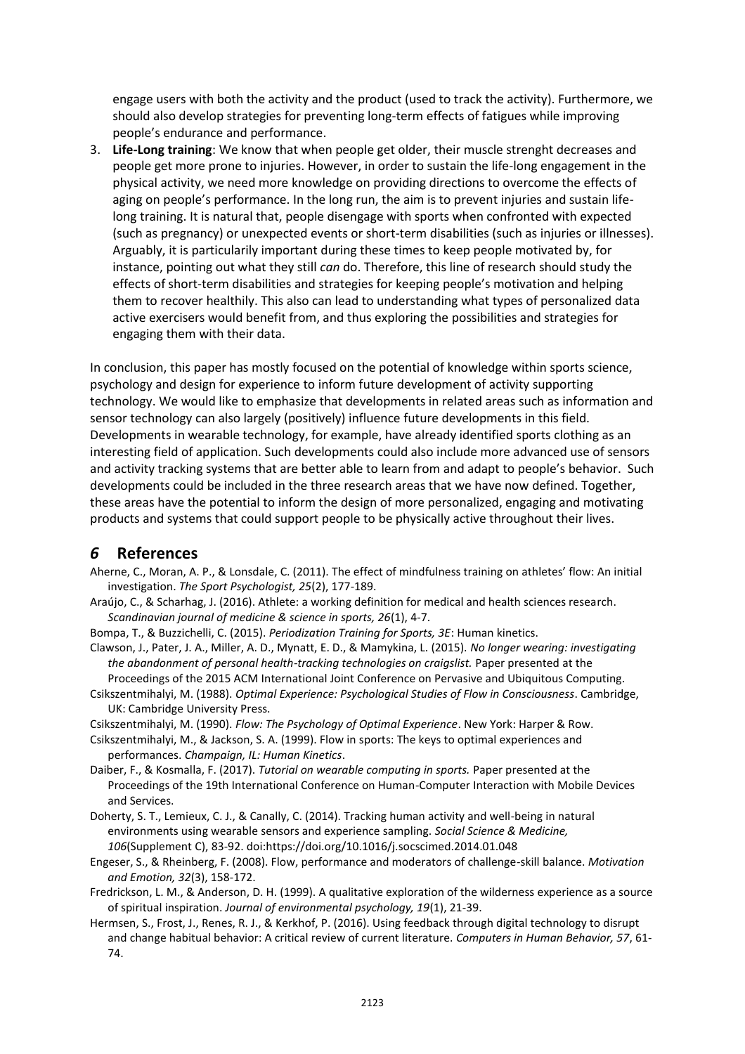engage users with both the activity and the product (used to track the activity). Furthermore, we should also develop strategies for preventing long-term effects of fatigues while improving people's endurance and performance.

3. **Life-Long training**: We know that when people get older, their muscle strenght decreases and people get more prone to injuries. However, in order to sustain the life-long engagement in the physical activity, we need more knowledge on providing directions to overcome the effects of aging on people's performance. In the long run, the aim is to prevent injuries and sustain life-long training. It is natural that, people disengage with sports when confronted with expected (such as pregnancy) or unexpected events or short-term disabilities (such as injuries or illnesses). Arguably, it is particularily important during these times to keep people motivated by, for instance, pointing out what they still *can* do. Therefore, this line of research should study the effects of short-term disabilities and strategies for keeping people's motivation and helping them to recover healthily. This also can lead to understanding what types of personalized data active exercisers would benefit from, and thus exploring the possibilities and strategies for engaging them with their data.

In conclusion, this paper has mostly focused on the potential of knowledge within sports science, psychology and design for experience to inform future development of activity supporting technology. We would like to emphasize that developments in related areas such as information and sensor technology can also largely (positively) influence future developments in this field. Developments in wearable technology, for example, have already identified sports clothing as an interesting field of application. Such developments could also include more advanced use of sensors and activity tracking systems that are better able to learn from and adapt to people's behavior. Such developments could be included in the three research areas that we have now defined. Together, these areas have the potential to inform the design of more personalized, engaging and motivating products and systems that could support people to be physically active throughout their lives.

# 6 References

Aherne, C., Moran, A. P., & Lonsdale, C. (2011). The effect of mindfulness training on athletes' flow: An initial investigation. *The Sport Psychologist, 25*(2), 177-189.

Araújo, C., & Scharhag, J. (2016). Athlete: a working definition for medical and health sciences research. *Scandinavian journal of medicine & science in sports, 26*(1), 4-7.

Bompa, T., & Buzzichelli, C. (2015). *Periodization Training for Sports, 3E*: Human kinetics.

Clawson, J., Pater, J. A., Miller, A. D., Mynatt, E. D., & Mamykina, L. (2015). *No longer wearing: investigating the abandonment of personal health-tracking technologies on craigslist.* Paper presented at the Proceedings of the 2015 ACM International Joint Conference on Pervasive and Ubiquitous Computing.

Csikszentmihalyi, M. (1988). *Optimal Experience: Psychological Studies of Flow in Consciousness*. Cambridge, UK: Cambridge University Press.

Csikszentmihalyi, M. (1990). *Flow: The Psychology of Optimal Experience*. New York: Harper & Row.

Csikszentmihalyi, M., & Jackson, S. A. (1999). Flow in sports: The keys to optimal experiences and performances. *Champaign, IL: Human Kinetics*.

Daiber, F., & Kosmalla, F. (2017). *Tutorial on wearable computing in sports.* Paper presented at the Proceedings of the 19th International Conference on Human-Computer Interaction with Mobile Devices and Services.

Doherty, S. T., Lemieux, C. J., & Canally, C. (2014). Tracking human activity and well-being in natural environments using wearable sensors and experience sampling. *Social Science & Medicine, 106*(Supplement C), 83-92. doi:https://doi.org/10.1016/j.socscimed.2014.01.048

Engeser, S., & Rheinberg, F. (2008). Flow, performance and moderators of challenge-skill balance. *Motivation and Emotion, 32*(3), 158-172.

Fredrickson, L. M., & Anderson, D. H. (1999). A qualitative exploration of the wilderness experience as a source of spiritual inspiration. *Journal of environmental psychology, 19*(1), 21-39.

Hermsen, S., Frost, J., Renes, R. J., & Kerkhof, P. (2016). Using feedback through digital technology to disrupt and change habitual behavior: A critical review of current literature. *Computers in Human Behavior, 57*, 61-74.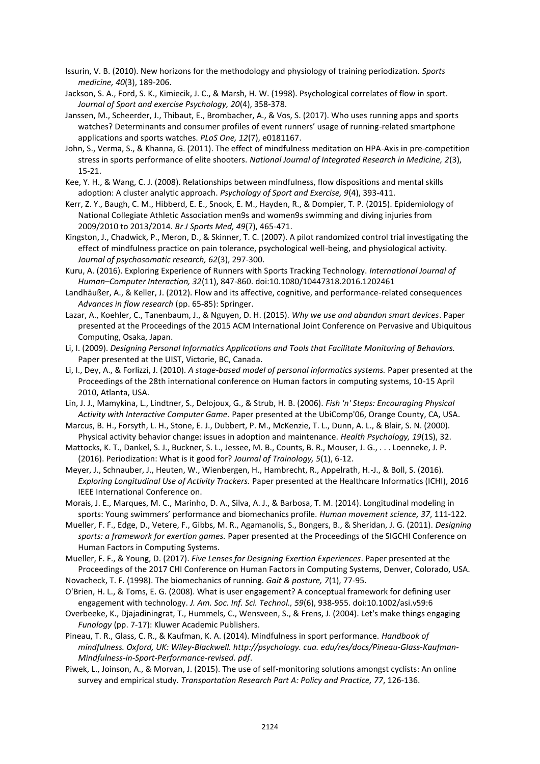Issurin, V. B. (2010). New horizons for the methodology and physiology of training periodization. *Sports medicine, 40*(3), 189-206.

Jackson, S. A., Ford, S. K., Kimiecik, J. C., & Marsh, H. W. (1998). Psychological correlates of flow in sport. *Journal of Sport and exercise Psychology, 20*(4), 358-378.

Janssen, M., Scheerder, J., Thibaut, E., Brombacher, A., & Vos, S. (2017). Who uses running apps and sports watches? Determinants and consumer profiles of event runners' usage of running-related smartphone applications and sports watches. *PLoS One, 12*(7), e0181167.

John, S., Verma, S., & Khanna, G. (2011). The effect of mindfulness meditation on HPA-Axis in pre-competition stress in sports performance of elite shooters. *National Journal of Integrated Research in Medicine, 2*(3), 15-21.

Kee, Y. H., & Wang, C. J. (2008). Relationships between mindfulness, flow dispositions and mental skills adoption: A cluster analytic approach. *Psychology of Sport and Exercise, 9*(4), 393-411.

Kerr, Z. Y., Baugh, C. M., Hibberd, E. E., Snook, E. M., Hayden, R., & Dompier, T. P. (2015). Epidemiology of National Collegiate Athletic Association men9s and women9s swimming and diving injuries from 2009/2010 to 2013/2014. *Br J Sports Med, 49*(7), 465-471.

Kingston, J., Chadwick, P., Meron, D., & Skinner, T. C. (2007). A pilot randomized control trial investigating the effect of mindfulness practice on pain tolerance, psychological well-being, and physiological activity. *Journal of psychosomatic research, 62*(3), 297-300.

Kuru, A. (2016). Exploring Experience of Runners with Sports Tracking Technology. *International Journal of Human–Computer Interaction, 32*(11), 847-860. doi:10.1080/10447318.2016.1202461

Landhäußer, A., & Keller, J. (2012). Flow and its affective, cognitive, and performance-related consequences *Advances in flow research* (pp. 65-85): Springer.

Lazar, A., Koehler, C., Tanenbaum, J., & Nguyen, D. H. (2015). *Why we use and abandon smart devices*. Paper presented at the Proceedings of the 2015 ACM International Joint Conference on Pervasive and Ubiquitous Computing, Osaka, Japan.

Li, I. (2009). *Designing Personal Informatics Applications and Tools that Facilitate Monitoring of Behaviors.* Paper presented at the UIST, Victorie, BC, Canada.

Li, I., Dey, A., & Forlizzi, J. (2010). *A stage-based model of personal informatics systems.* Paper presented at the Proceedings of the 28th international conference on Human factors in computing systems, 10-15 April 2010, Atlanta, USA.

Lin, J. J., Mamykina, L., Lindtner, S., Delojoux, G., & Strub, H. B. (2006). *Fish 'n' Steps: Encouraging Physical Activity with Interactive Computer Game*. Paper presented at the UbiComp'06, Orange County, CA, USA.

Marcus, B. H., Forsyth, L. H., Stone, E. J., Dubbert, P. M., McKenzie, T. L., Dunn, A. L., & Blair, S. N. (2000). Physical activity behavior change: issues in adoption and maintenance. *Health Psychology, 19*(1S), 32.

Mattocks, K. T., Dankel, S. J., Buckner, S. L., Jessee, M. B., Counts, B. R., Mouser, J. G., . . . Loenneke, J. P. (2016). Periodization: What is it good for? *Journal of Trainology, 5*(1), 6-12.

Meyer, J., Schnauber, J., Heuten, W., Wienbergen, H., Hambrecht, R., Appelrath, H.-J., & Boll, S. (2016). *Exploring Longitudinal Use of Activity Trackers.* Paper presented at the Healthcare Informatics (ICHI), 2016 IEEE International Conference on.

Morais, J. E., Marques, M. C., Marinho, D. A., Silva, A. J., & Barbosa, T. M. (2014). Longitudinal modeling in sports: Young swimmers' performance and biomechanics profile. *Human movement science, 37*, 111-122.

Mueller, F. F., Edge, D., Vetere, F., Gibbs, M. R., Agamanolis, S., Bongers, B., & Sheridan, J. G. (2011). *Designing sports: a framework for exertion games.* Paper presented at the Proceedings of the SIGCHI Conference on Human Factors in Computing Systems.

Mueller, F. F., & Young, D. (2017). *Five Lenses for Designing Exertion Experiences*. Paper presented at the Proceedings of the 2017 CHI Conference on Human Factors in Computing Systems, Denver, Colorado, USA.

Novacheck, T. F. (1998). The biomechanics of running. *Gait & posture, 7*(1), 77-95.

O'Brien, H. L., & Toms, E. G. (2008). What is user engagement? A conceptual framework for defining user engagement with technology. *J. Am. Soc. Inf. Sci. Technol., 59*(6), 938-955. doi:10.1002/asi.v59:6

Overbeeke, K., Djajadiningrat, T., Hummels, C., Wensveen, S., & Frens, J. (2004). Let's make things engaging *Funology* (pp. 7-17): Kluwer Academic Publishers.

Pineau, T. R., Glass, C. R., & Kaufman, K. A. (2014). Mindfulness in sport performance. *Handbook of mindfulness. Oxford, UK: Wiley-Blackwell. http://psychology. cua. edu/res/docs/Pineau-Glass-Kaufman-Mindfulness-in-Sport-Performance-revised. pdf*.

Piwek, L., Joinson, A., & Morvan, J. (2015). The use of self-monitoring solutions amongst cyclists: An online survey and empirical study. *Transportation Research Part A: Policy and Practice, 77*, 126-136.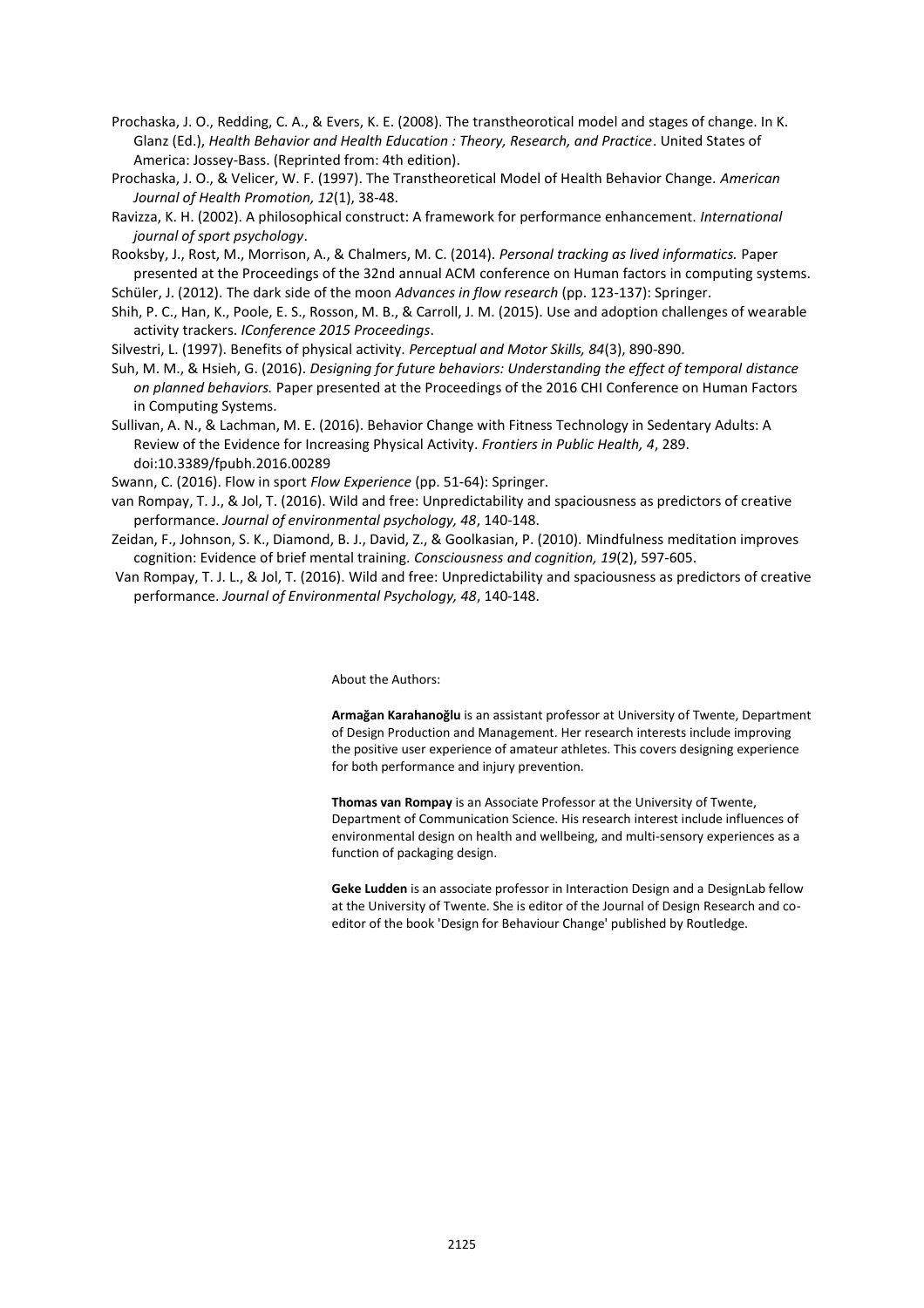Prochaska, J. O., Redding, C. A., & Evers, K. E. (2008). The transtheorotical model and stages of change. In K. Glanz (Ed.), *Health Behavior and Health Education : Theory, Research, and Practice*. United States of America: Jossey-Bass. (Reprinted from: 4th edition).

Prochaska, J. O., & Velicer, W. F. (1997). The Transtheoretical Model of Health Behavior Change. *American Journal of Health Promotion, 12*(1), 38-48.

Ravizza, K. H. (2002). A philosophical construct: A framework for performance enhancement. *International journal of sport psychology*.

Rooksby, J., Rost, M., Morrison, A., & Chalmers, M. C. (2014). *Personal tracking as lived informatics.* Paper presented at the Proceedings of the 32nd annual ACM conference on Human factors in computing systems.

Schüler, J. (2012). The dark side of the moon *Advances in flow research* (pp. 123-137): Springer.

Shih, P. C., Han, K., Poole, E. S., Rosson, M. B., & Carroll, J. M. (2015). Use and adoption challenges of wearable activity trackers. *IConference 2015 Proceedings*.

Silvestri, L. (1997). Benefits of physical activity. *Perceptual and Motor Skills, 84*(3), 890-890.

Suh, M. M., & Hsieh, G. (2016). *Designing for future behaviors: Understanding the effect of temporal distance on planned behaviors.* Paper presented at the Proceedings of the 2016 CHI Conference on Human Factors in Computing Systems.

Sullivan, A. N., & Lachman, M. E. (2016). Behavior Change with Fitness Technology in Sedentary Adults: A Review of the Evidence for Increasing Physical Activity. *Frontiers in Public Health, 4*, 289. doi:10.3389/fpubh.2016.00289

Swann, C. (2016). Flow in sport *Flow Experience* (pp. 51-64): Springer.

van Rompay, T. J., & Jol, T. (2016). Wild and free: Unpredictability and spaciousness as predictors of creative performance. *Journal of environmental psychology, 48*, 140-148.

Zeidan, F., Johnson, S. K., Diamond, B. J., David, Z., & Goolkasian, P. (2010). Mindfulness meditation improves cognition: Evidence of brief mental training. *Consciousness and cognition, 19*(2), 597-605.

Van Rompay, T. J. L., & Jol, T. (2016). Wild and free: Unpredictability and spaciousness as predictors of creative performance. *Journal of Environmental Psychology, 48*, 140-148.

About the Authors:

**Armağan Karahanoğlu** is an assistant professor at University of Twente, Department of Design Production and Management. Her research interests include improving the positive user experience of amateur athletes. This covers designing experience for both performance and injury prevention.

**Thomas van Rompay** is an Associate Professor at the University of Twente, Department of Communication Science. His research interest include influences of environmental design on health and wellbeing, and multi-sensory experiences as a function of packaging design.

**Geke Ludden** is an associate professor in Interaction Design and a DesignLab fellow at the University of Twente. She is editor of the Journal of Design Research and co-editor of the book 'Design for Behaviour Change' published by Routledge.